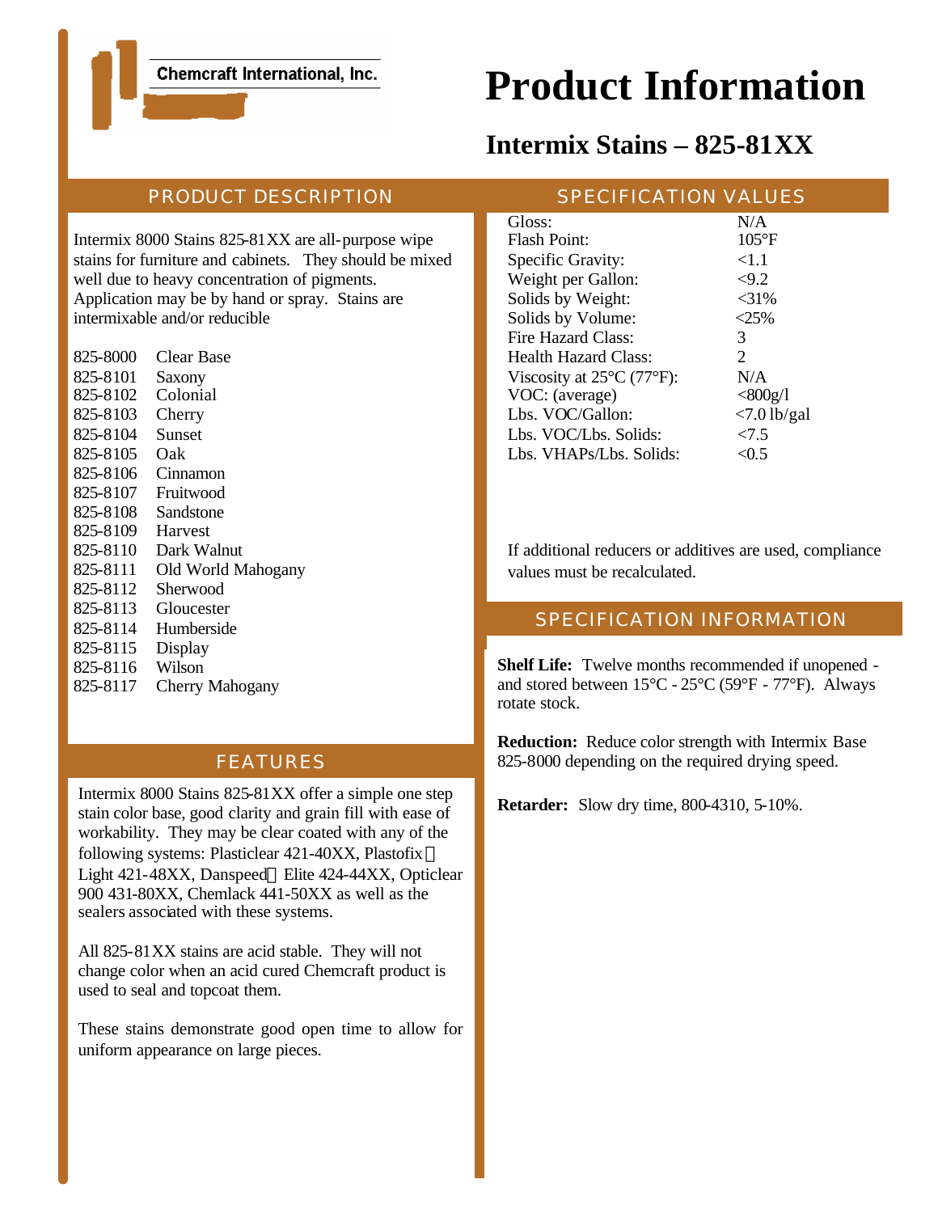Chemcraft International, Inc.

# Product Information

## Intermix Stains – 825-81XX

## PRODUCT DESCRIPTION

Intermix 8000 Stains 825-81XX are all-purpose wipe stains for furniture and cabinets. They should be mixed well due to heavy concentration of pigments. Application may be by hand or spray. Stains are intermixable and/or reducible

| | |
|---|---|
| 825-8000 | Clear Base |
| 825-8101 | Saxony |
| 825-8102 | Colonial |
| 825-8103 | Cherry |
| 825-8104 | Sunset |
| 825-8105 | Oak |
| 825-8106 | Cinnamon |
| 825-8107 | Fruitwood |
| 825-8108 | Sandstone |
| 825-8109 | Harvest |
| 825-8110 | Dark Walnut |
| 825-8111 | Old World Mahogany |
| 825-8112 | Sherwood |
| 825-8113 | Gloucester |
| 825-8114 | Humberside |
| 825-8115 | Display |
| 825-8116 | Wilson |
| 825-8117 | Cherry Mahogany |

## FEATURES

Intermix 8000 Stains 825-81XX offer a simple one step stain color base, good clarity and grain fill with ease of workability. They may be clear coated with any of the following systems: Plasticlear 421-40XX, Plastofix Light 421-48XX, Danspeed Elite 424-44XX, Opticlear 900 431-80XX, Chemlack 441-50XX as well as the sealers associated with these systems.

All 825-81XX stains are acid stable. They will not change color when an acid cured Chemcraft product is used to seal and topcoat them.

These stains demonstrate good open time to allow for uniform appearance on large pieces.

## SPECIFICATION VALUES

| | |
|---|---|
| Gloss: | N/A |
| Flash Point: | 105°F |
| Specific Gravity: | <1.1 |
| Weight per Gallon: | <9.2 |
| Solids by Weight: | <31% |
| Solids by Volume: | <25% |
| Fire Hazard Class: | 3 |
| Health Hazard Class: | 2 |
| Viscosity at 25°C (77°F): | N/A |
| VOC: (average) | <800g/l |
| Lbs. VOC/Gallon: | <7.0 lb/gal |
| Lbs. VOC/Lbs. Solids: | <7.5 |
| Lbs. VHAPs/Lbs. Solids: | <0.5 |

If additional reducers or additives are used, compliance values must be recalculated.

## SPECIFICATION INFORMATION

**Shelf Life:** Twelve months recommended if unopened - and stored between 15°C - 25°C (59°F - 77°F). Always rotate stock.

**Reduction:** Reduce color strength with Intermix Base 825-8000 depending on the required drying speed.

**Retarder:** Slow dry time, 800-4310, 5-10%.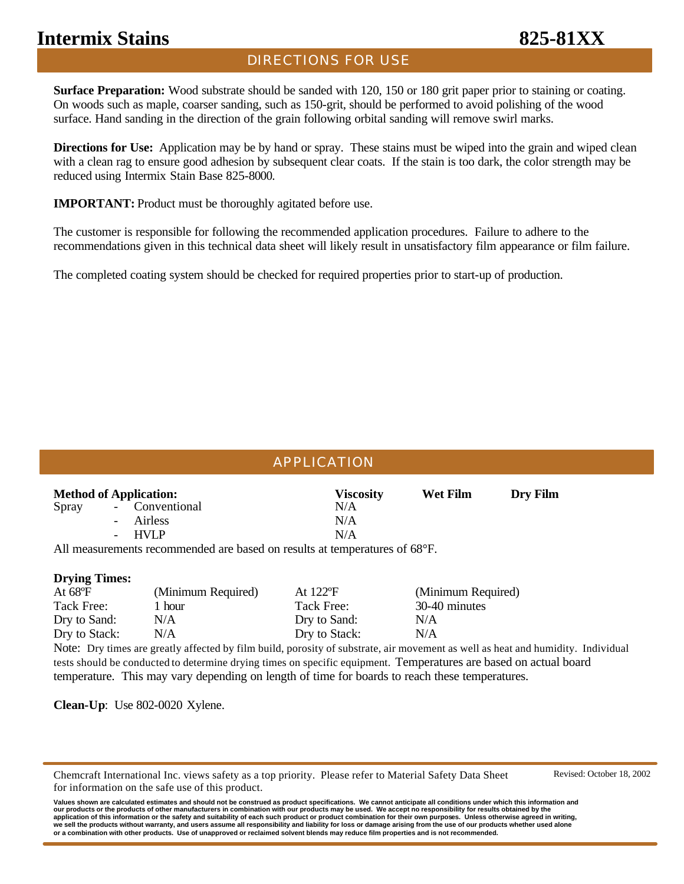# Intermix Stains 825-81XX

## DIRECTIONS FOR USE

**Surface Preparation:** Wood substrate should be sanded with 120, 150 or 180 grit paper prior to staining or coating. On woods such as maple, coarser sanding, such as 150-grit, should be performed to avoid polishing of the wood surface. Hand sanding in the direction of the grain following orbital sanding will remove swirl marks.

**Directions for Use:** Application may be by hand or spray. These stains must be wiped into the grain and wiped clean with a clean rag to ensure good adhesion by subsequent clear coats. If the stain is too dark, the color strength may be reduced using Intermix Stain Base 825-8000.

**IMPORTANT:** Product must be thoroughly agitated before use.

The customer is responsible for following the recommended application procedures. Failure to adhere to the recommendations given in this technical data sheet will likely result in unsatisfactory film appearance or film failure.

The completed coating system should be checked for required properties prior to start-up of production.

## APPLICATION

| Method of Application: | | | Viscosity | Wet Film | Dry Film |
|---|---|---|---|---|---|
| Spray | - | Conventional | N/A | | |
| | - | Airless | N/A | | |
| | - | HVLP | N/A | | |

All measurements recommended are based on results at temperatures of 68°F.

**Drying Times:**

| At 68ºF | (Minimum Required) | At 122ºF | (Minimum Required) |
|---|---|---|---|
| Tack Free: | 1 hour | Tack Free: | 30-40 minutes |
| Dry to Sand: | N/A | Dry to Sand: | N/A |
| Dry to Stack: | N/A | Dry to Stack: | N/A |

Note: Dry times are greatly affected by film build, porosity of substrate, air movement as well as heat and humidity. Individual tests should be conducted to determine drying times on specific equipment. Temperatures are based on actual board temperature. This may vary depending on length of time for boards to reach these temperatures.

**Clean-Up**: Use 802-0020 Xylene.

Chemcraft International Inc. views safety as a top priority. Please refer to Material Safety Data Sheet for information on the safe use of this product.

Revised: October 18, 2002

**Values shown are calculated estimates and should not be construed as product specifications. We cannot anticipate all conditions under which this information and our products or the products of other manufacturers in combination with our products may be used. We accept no responsibility for results obtained by the application of this information or the safety and suitability of each such product or product combination for their own purposes. Unless otherwise agreed in writing, we sell the products without warranty, and users assume all responsibility and liability for loss or damage arising from the use of our products whether used alone or a combination with other products. Use of unapproved or reclaimed solvent blends may reduce film properties and is not recommended.**